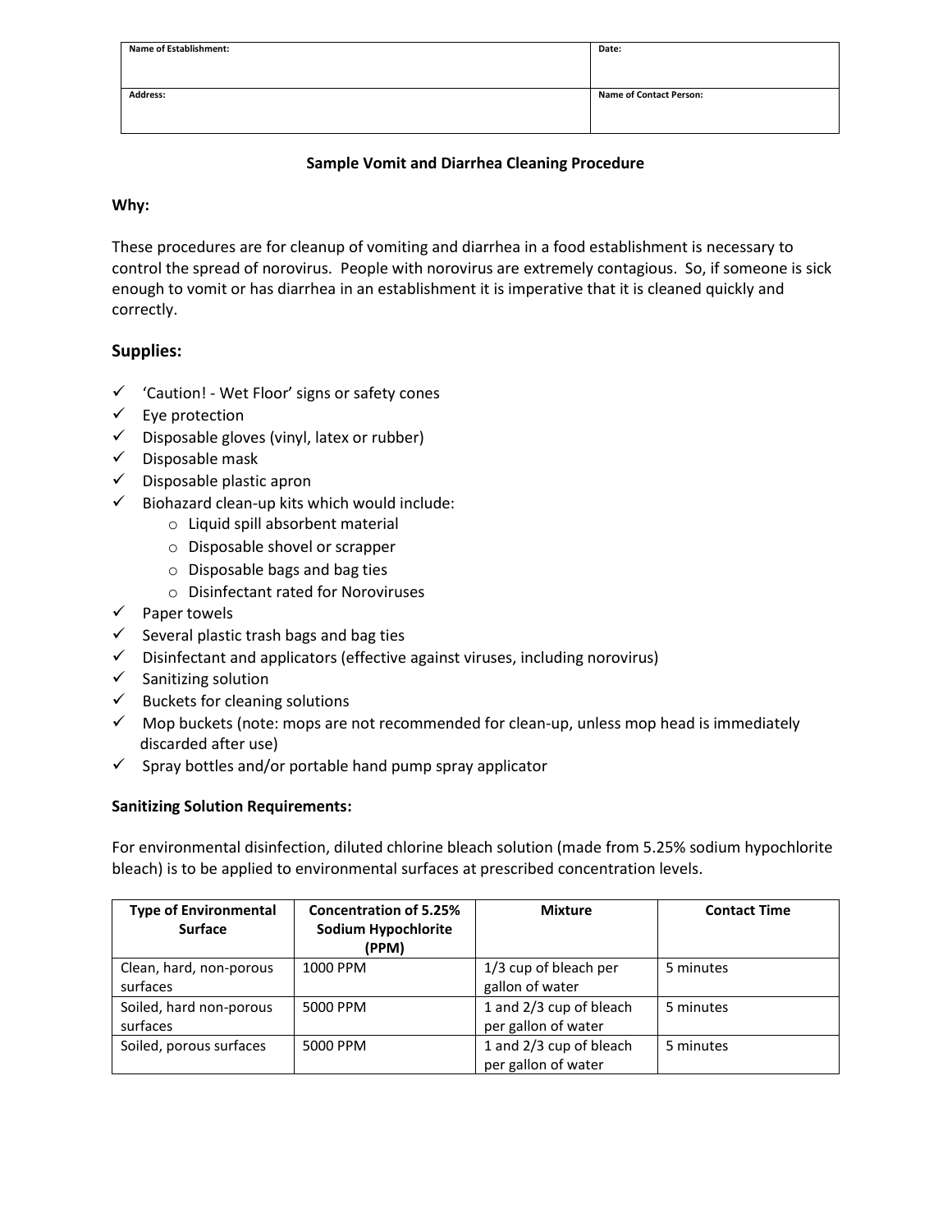| Name of Establishment: | Date: |
| --- | --- |
| Address: | Name of Contact Person: |

## Sample Vomit and Diarrhea Cleaning Procedure

**Why:**

These procedures are for cleanup of vomiting and diarrhea in a food establishment is necessary to control the spread of norovirus. People with norovirus are extremely contagious. So, if someone is sick enough to vomit or has diarrhea in an establishment it is imperative that it is cleaned quickly and correctly.

## Supplies:

- ✓ 'Caution! - Wet Floor' signs or safety cones
- ✓ Eye protection
- ✓ Disposable gloves (vinyl, latex or rubber)
- ✓ Disposable mask
- ✓ Disposable plastic apron
- ✓ Biohazard clean-up kits which would include:
  - Liquid spill absorbent material
  - Disposable shovel or scrapper
  - Disposable bags and bag ties
  - Disinfectant rated for Noroviruses
- ✓ Paper towels
- ✓ Several plastic trash bags and bag ties
- ✓ Disinfectant and applicators (effective against viruses, including norovirus)
- ✓ Sanitizing solution
- ✓ Buckets for cleaning solutions
- ✓ Mop buckets (note: mops are not recommended for clean-up, unless mop head is immediately discarded after use)
- ✓ Spray bottles and/or portable hand pump spray applicator

**Sanitizing Solution Requirements:**

For environmental disinfection, diluted chlorine bleach solution (made from 5.25% sodium hypochlorite bleach) is to be applied to environmental surfaces at prescribed concentration levels.

| Type of Environmental Surface | Concentration of 5.25% Sodium Hypochlorite (PPM) | Mixture | Contact Time |
| --- | --- | --- | --- |
| Clean, hard, non-porous surfaces | 1000 PPM | 1/3 cup of bleach per gallon of water | 5 minutes |
| Soiled, hard non-porous surfaces | 5000 PPM | 1 and 2/3 cup of bleach per gallon of water | 5 minutes |
| Soiled, porous surfaces | 5000 PPM | 1 and 2/3 cup of bleach per gallon of water | 5 minutes |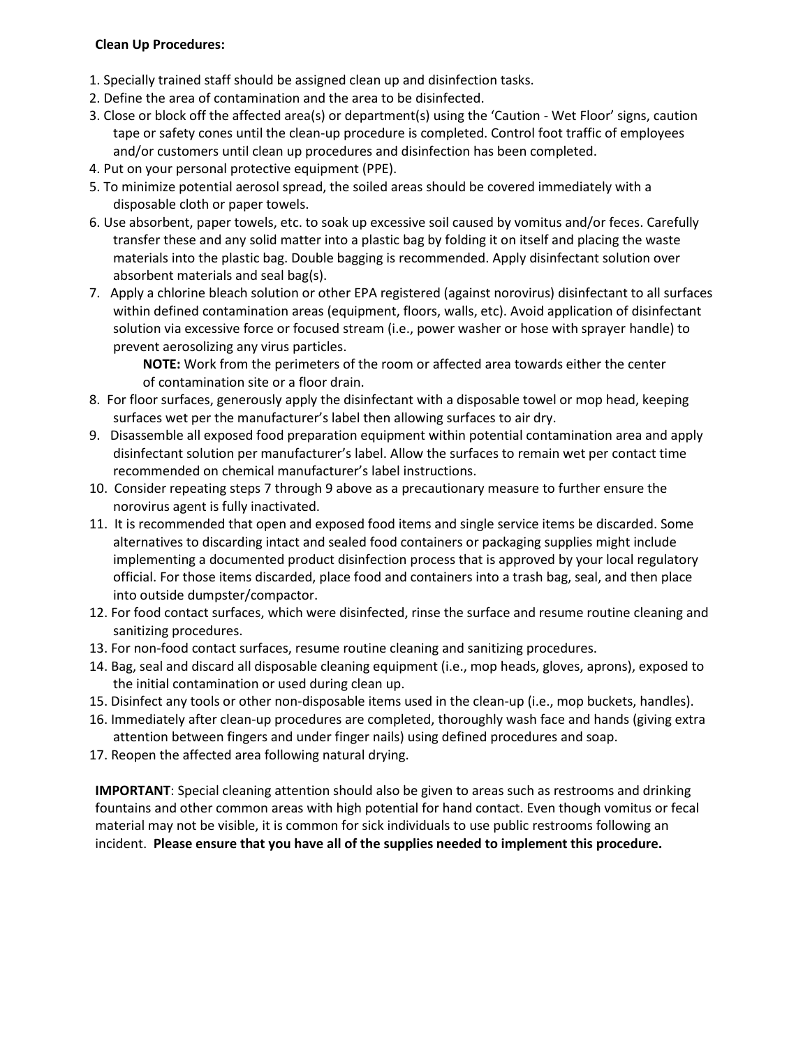**Clean Up Procedures:**

1. Specially trained staff should be assigned clean up and disinfection tasks.
2. Define the area of contamination and the area to be disinfected.
3. Close or block off the affected area(s) or department(s) using the 'Caution - Wet Floor' signs, caution tape or safety cones until the clean-up procedure is completed. Control foot traffic of employees and/or customers until clean up procedures and disinfection has been completed.
4. Put on your personal protective equipment (PPE).
5. To minimize potential aerosol spread, the soiled areas should be covered immediately with a disposable cloth or paper towels.
6. Use absorbent, paper towels, etc. to soak up excessive soil caused by vomitus and/or feces. Carefully transfer these and any solid matter into a plastic bag by folding it on itself and placing the waste materials into the plastic bag. Double bagging is recommended. Apply disinfectant solution over absorbent materials and seal bag(s).
7. Apply a chlorine bleach solution or other EPA registered (against norovirus) disinfectant to all surfaces within defined contamination areas (equipment, floors, walls, etc). Avoid application of disinfectant solution via excessive force or focused stream (i.e., power washer or hose with sprayer handle) to prevent aerosolizing any virus particles.

   **NOTE:** Work from the perimeters of the room or affected area towards either the center of contamination site or a floor drain.
8. For floor surfaces, generously apply the disinfectant with a disposable towel or mop head, keeping surfaces wet per the manufacturer's label then allowing surfaces to air dry.
9. Disassemble all exposed food preparation equipment within potential contamination area and apply disinfectant solution per manufacturer's label. Allow the surfaces to remain wet per contact time recommended on chemical manufacturer's label instructions.
10. Consider repeating steps 7 through 9 above as a precautionary measure to further ensure the norovirus agent is fully inactivated.
11. It is recommended that open and exposed food items and single service items be discarded. Some alternatives to discarding intact and sealed food containers or packaging supplies might include implementing a documented product disinfection process that is approved by your local regulatory official. For those items discarded, place food and containers into a trash bag, seal, and then place into outside dumpster/compactor.
12. For food contact surfaces, which were disinfected, rinse the surface and resume routine cleaning and sanitizing procedures.
13. For non-food contact surfaces, resume routine cleaning and sanitizing procedures.
14. Bag, seal and discard all disposable cleaning equipment (i.e., mop heads, gloves, aprons), exposed to the initial contamination or used during clean up.
15. Disinfect any tools or other non-disposable items used in the clean-up (i.e., mop buckets, handles).
16. Immediately after clean-up procedures are completed, thoroughly wash face and hands (giving extra attention between fingers and under finger nails) using defined procedures and soap.
17. Reopen the affected area following natural drying.

**IMPORTANT**: Special cleaning attention should also be given to areas such as restrooms and drinking fountains and other common areas with high potential for hand contact. Even though vomitus or fecal material may not be visible, it is common for sick individuals to use public restrooms following an incident. **Please ensure that you have all of the supplies needed to implement this procedure.**